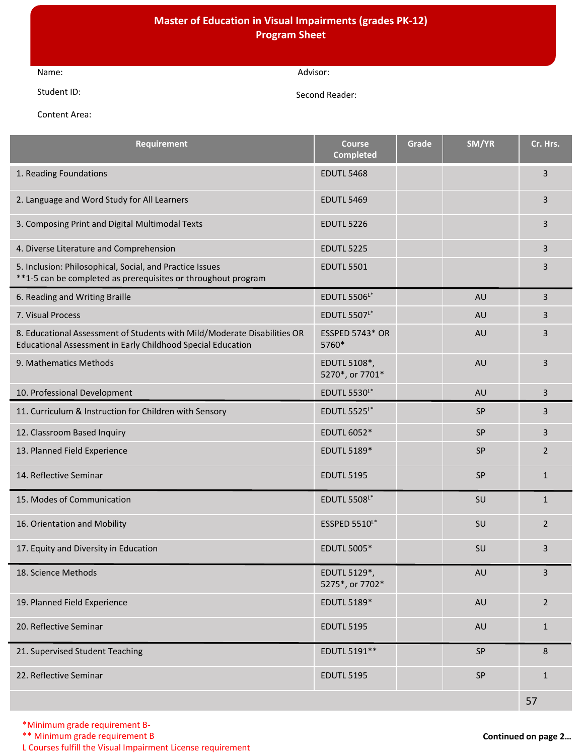# Master of Education in Visual Impairments (grades PK-12)
## Program Sheet

Name: Advisor:

Student ID: Second Reader:

Content Area:

| Requirement | Course Completed | Grade | SM/YR | Cr. Hrs. |
|---|---|---|---|---|
| 1. Reading Foundations | EDUTL 5468 | | | 3 |
| 2. Language and Word Study for All Learners | EDUTL 5469 | | | 3 |
| 3. Composing Print and Digital Multimodal Texts | EDUTL 5226 | | | 3 |
| 4. Diverse Literature and Comprehension | EDUTL 5225 | | | 3 |
| 5. Inclusion: Philosophical, Social, and Practice Issues<br>**1-5 can be completed as prerequisites or throughout program | EDUTL 5501 | | | 3 |
| 6. Reading and Writing Braille | EDUTL 5506L* | | AU | 3 |
| 7. Visual Process | EDUTL 5507L* | | AU | 3 |
| 8. Educational Assessment of Students with Mild/Moderate Disabilities OR Educational Assessment in Early Childhood Special Education | ESSPED 5743* OR 5760* | | AU | 3 |
| 9. Mathematics Methods | EDUTL 5108*, 5270*, or 7701* | | AU | 3 |
| 10. Professional Development | EDUTL 5530L* | | AU | 3 |
| 11. Curriculum & Instruction for Children with Sensory | EDUTL 5525L* | | SP | 3 |
| 12. Classroom Based Inquiry | EDUTL 6052* | | SP | 3 |
| 13. Planned Field Experience | EDUTL 5189* | | SP | 2 |
| 14. Reflective Seminar | EDUTL 5195 | | SP | 1 |
| 15. Modes of Communication | EDUTL 5508L* | | SU | 1 |
| 16. Orientation and Mobility | ESSPED 5510L* | | SU | 2 |
| 17. Equity and Diversity in Education | EDUTL 5005* | | SU | 3 |
| 18. Science Methods | EDUTL 5129*, 5275*, or 7702* | | AU | 3 |
| 19. Planned Field Experience | EDUTL 5189* | | AU | 2 |
| 20. Reflective Seminar | EDUTL 5195 | | AU | 1 |
| 21. Supervised Student Teaching | EDUTL 5191** | | SP | 8 |
| 22. Reflective Seminar | EDUTL 5195 | | SP | 1 |
| | | | | 57 |

*Minimum grade requirement B-

** Minimum grade requirement B

L Courses fulfill the Visual Impairment License requirement

**Continued on page 2…**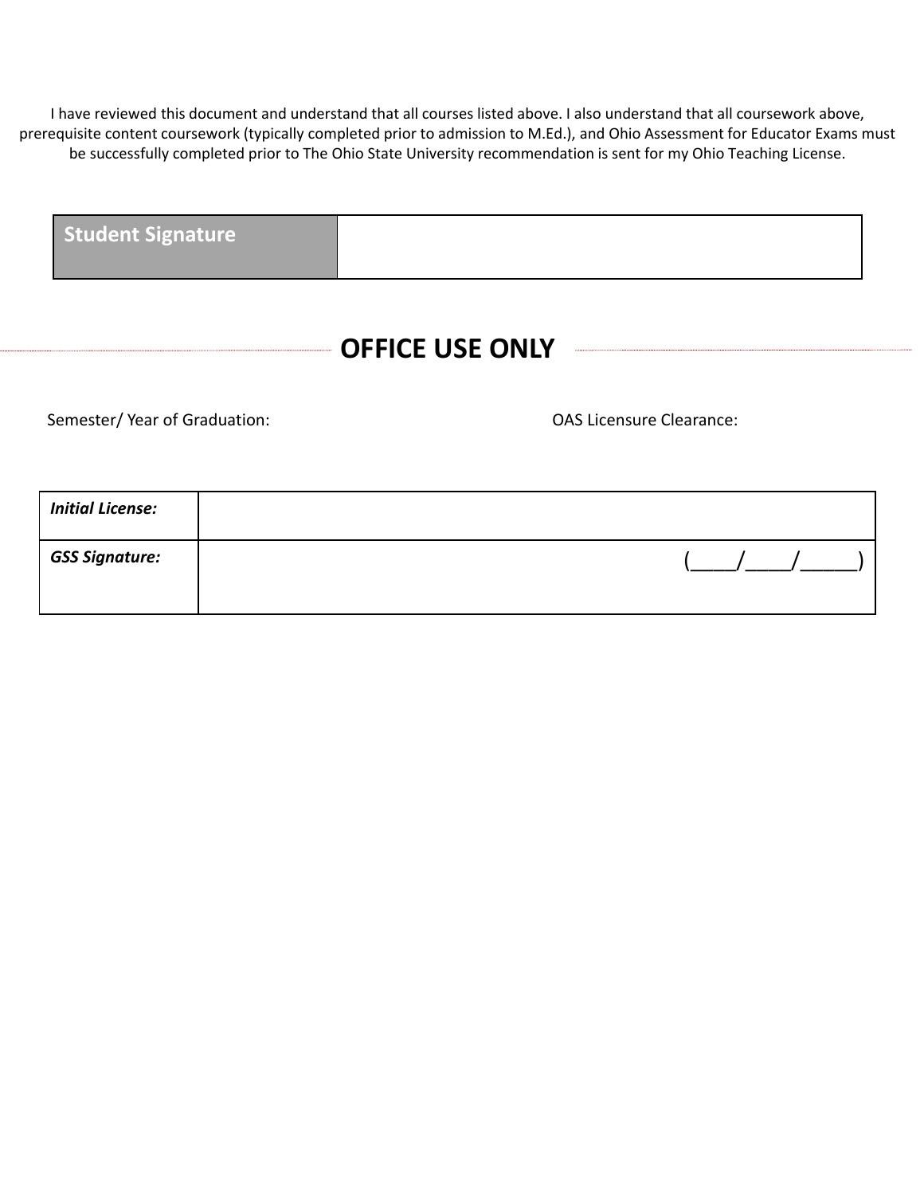I have reviewed this document and understand that all courses listed above. I also understand that all coursework above, prerequisite content coursework (typically completed prior to admission to M.Ed.), and Ohio Assessment for Educator Exams must be successfully completed prior to The Ohio State University recommendation is sent for my Ohio Teaching License.

| | |
|---|---|
| **Student Signature** | |

## OFFICE USE ONLY

Semester/ Year of Graduation:

OAS Licensure Clearance:

| | |
|---|---|
| ***Initial License:*** | |
| ***GSS Signature:*** | (____/____/_____) |